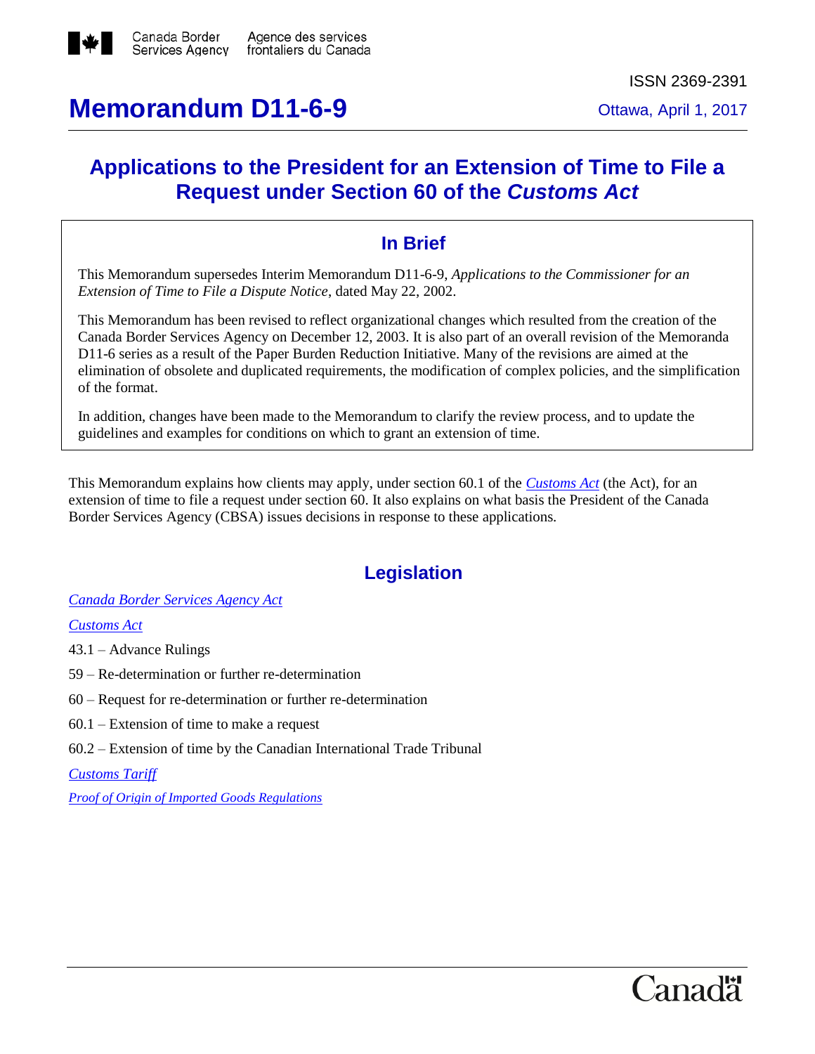Canada Border Services Agency / Agence des services frontaliers du Canada

ISSN 2369-2391

# Memorandum D11-6-9

Ottawa, April 1, 2017

## Applications to the President for an Extension of Time to File a Request under Section 60 of the *Customs Act*

### In Brief

This Memorandum supersedes Interim Memorandum D11-6-9, *Applications to the Commissioner for an Extension of Time to File a Dispute Notice*, dated May 22, 2002.

This Memorandum has been revised to reflect organizational changes which resulted from the creation of the Canada Border Services Agency on December 12, 2003. It is also part of an overall revision of the Memoranda D11-6 series as a result of the Paper Burden Reduction Initiative. Many of the revisions are aimed at the elimination of obsolete and duplicated requirements, the modification of complex policies, and the simplification of the format.

In addition, changes have been made to the Memorandum to clarify the review process, and to update the guidelines and examples for conditions on which to grant an extension of time.

This Memorandum explains how clients may apply, under section 60.1 of the *Customs Act* (the Act), for an extension of time to file a request under section 60. It also explains on what basis the President of the Canada Border Services Agency (CBSA) issues decisions in response to these applications.

## Legislation

*Canada Border Services Agency Act*

*Customs Act*

43.1 – Advance Rulings

59 – Re-determination or further re-determination

60 – Request for re-determination or further re-determination

60.1 – Extension of time to make a request

60.2 – Extension of time by the Canadian International Trade Tribunal

*Customs Tariff*

*Proof of Origin of Imported Goods Regulations*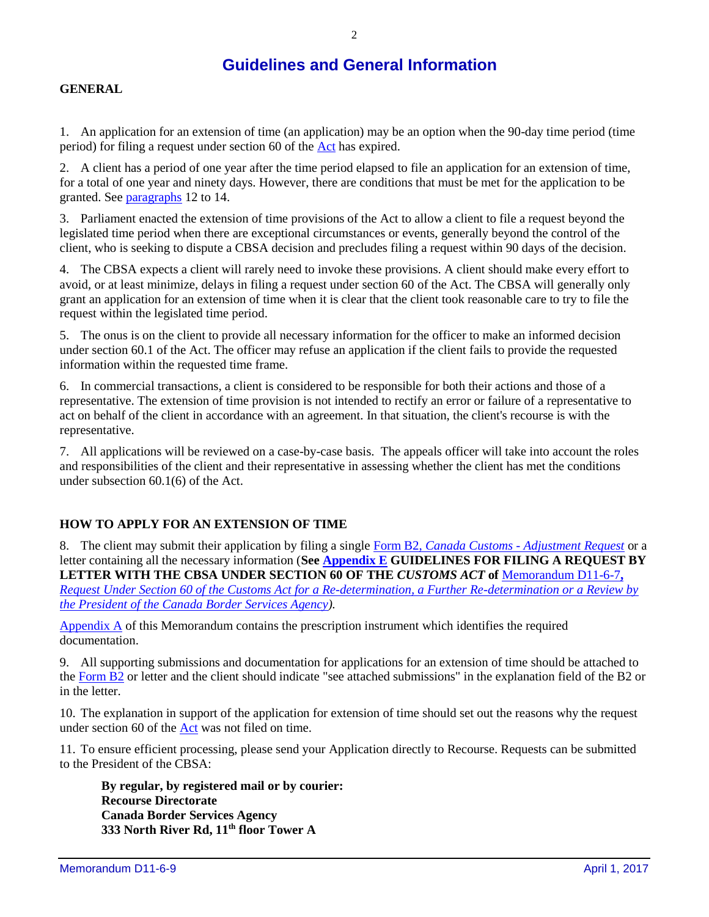# Guidelines and General Information

## GENERAL

1. An application for an extension of time (an application) may be an option when the 90-day time period (time period) for filing a request under section 60 of the Act has expired.

2. A client has a period of one year after the time period elapsed to file an application for an extension of time, for a total of one year and ninety days. However, there are conditions that must be met for the application to be granted. See paragraphs 12 to 14.

3. Parliament enacted the extension of time provisions of the Act to allow a client to file a request beyond the legislated time period when there are exceptional circumstances or events, generally beyond the control of the client, who is seeking to dispute a CBSA decision and precludes filing a request within 90 days of the decision.

4. The CBSA expects a client will rarely need to invoke these provisions. A client should make every effort to avoid, or at least minimize, delays in filing a request under section 60 of the Act. The CBSA will generally only grant an application for an extension of time when it is clear that the client took reasonable care to try to file the request within the legislated time period.

5. The onus is on the client to provide all necessary information for the officer to make an informed decision under section 60.1 of the Act. The officer may refuse an application if the client fails to provide the requested information within the requested time frame.

6. In commercial transactions, a client is considered to be responsible for both their actions and those of a representative. The extension of time provision is not intended to rectify an error or failure of a representative to act on behalf of the client in accordance with an agreement. In that situation, the client's recourse is with the representative.

7. All applications will be reviewed on a case-by-case basis. The appeals officer will take into account the roles and responsibilities of the client and their representative in assessing whether the client has met the conditions under subsection 60.1(6) of the Act.

## HOW TO APPLY FOR AN EXTENSION OF TIME

8. The client may submit their application by filing a single Form B2, *Canada Customs - Adjustment Request* or a letter containing all the necessary information (**See Appendix E GUIDELINES FOR FILING A REQUEST BY LETTER WITH THE CBSA UNDER SECTION 60 OF THE *CUSTOMS ACT* of** Memorandum D11-6-7**,** *Request Under Section 60 of the Customs Act for a Re-determination, a Further Re-determination or a Review by the President of the Canada Border Services Agency).*

Appendix A of this Memorandum contains the prescription instrument which identifies the required documentation.

9. All supporting submissions and documentation for applications for an extension of time should be attached to the Form B2 or letter and the client should indicate "see attached submissions" in the explanation field of the B2 or in the letter.

10. The explanation in support of the application for extension of time should set out the reasons why the request under section 60 of the Act was not filed on time.

11. To ensure efficient processing, please send your Application directly to Recourse. Requests can be submitted to the President of the CBSA:

**By regular, by registered mail or by courier:**
**Recourse Directorate**
**Canada Border Services Agency**
**333 North River Rd, 11th floor Tower A**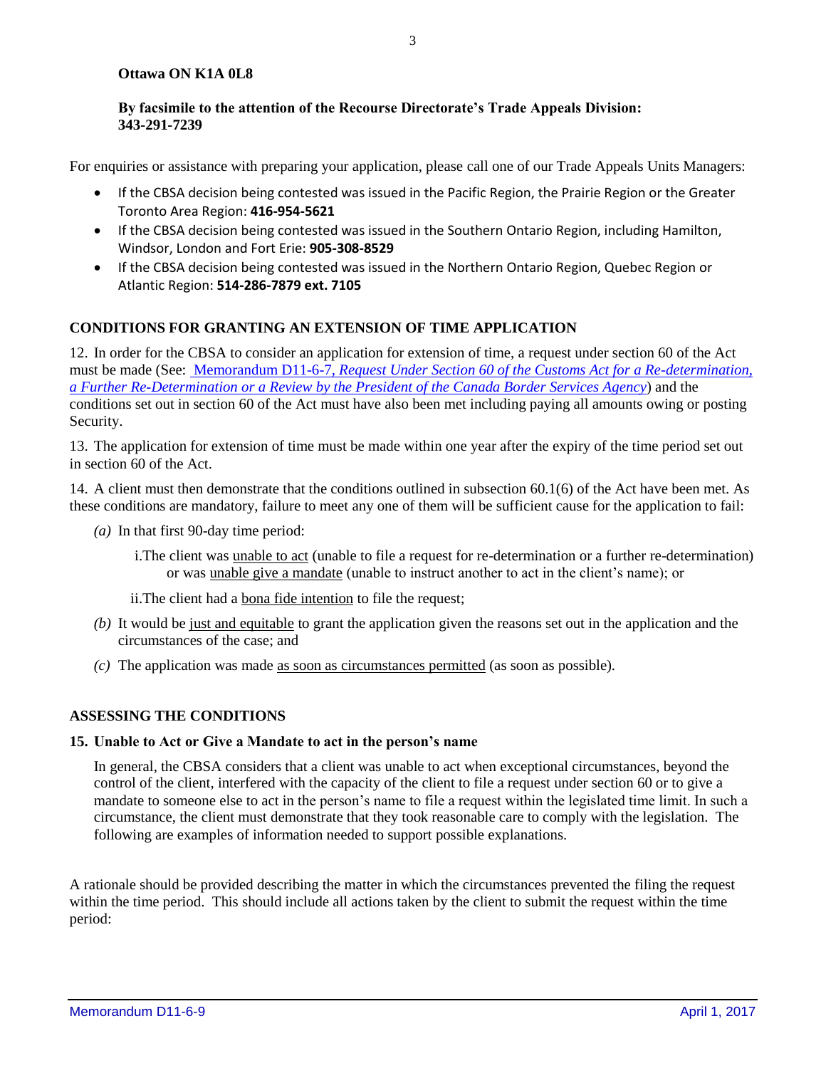**Ottawa ON K1A 0L8**

**By facsimile to the attention of the Recourse Directorate's Trade Appeals Division: 343-291-7239**

For enquiries or assistance with preparing your application, please call one of our Trade Appeals Units Managers:

- If the CBSA decision being contested was issued in the Pacific Region, the Prairie Region or the Greater Toronto Area Region: **416-954-5621**
- If the CBSA decision being contested was issued in the Southern Ontario Region, including Hamilton, Windsor, London and Fort Erie: **905-308-8529**
- If the CBSA decision being contested was issued in the Northern Ontario Region, Quebec Region or Atlantic Region: **514-286-7879 ext. 7105**

## CONDITIONS FOR GRANTING AN EXTENSION OF TIME APPLICATION

12. In order for the CBSA to consider an application for extension of time, a request under section 60 of the Act must be made (See: Memorandum D11-6-7, *Request Under Section 60 of the Customs Act for a Re-determination, a Further Re-Determination or a Review by the President of the Canada Border Services Agency*) and the conditions set out in section 60 of the Act must have also been met including paying all amounts owing or posting Security.

13. The application for extension of time must be made within one year after the expiry of the time period set out in section 60 of the Act.

14. A client must then demonstrate that the conditions outlined in subsection 60.1(6) of the Act have been met. As these conditions are mandatory, failure to meet any one of them will be sufficient cause for the application to fail:

*(a)* In that first 90-day time period:

i. The client was unable to act (unable to file a request for re-determination or a further re-determination) or was unable give a mandate (unable to instruct another to act in the client's name); or

ii. The client had a bona fide intention to file the request;

*(b)* It would be just and equitable to grant the application given the reasons set out in the application and the circumstances of the case; and

*(c)* The application was made as soon as circumstances permitted (as soon as possible).

## ASSESSING THE CONDITIONS

**15. Unable to Act or Give a Mandate to act in the person's name**

In general, the CBSA considers that a client was unable to act when exceptional circumstances, beyond the control of the client, interfered with the capacity of the client to file a request under section 60 or to give a mandate to someone else to act in the person's name to file a request within the legislated time limit. In such a circumstance, the client must demonstrate that they took reasonable care to comply with the legislation. The following are examples of information needed to support possible explanations.

A rationale should be provided describing the matter in which the circumstances prevented the filing the request within the time period. This should include all actions taken by the client to submit the request within the time period: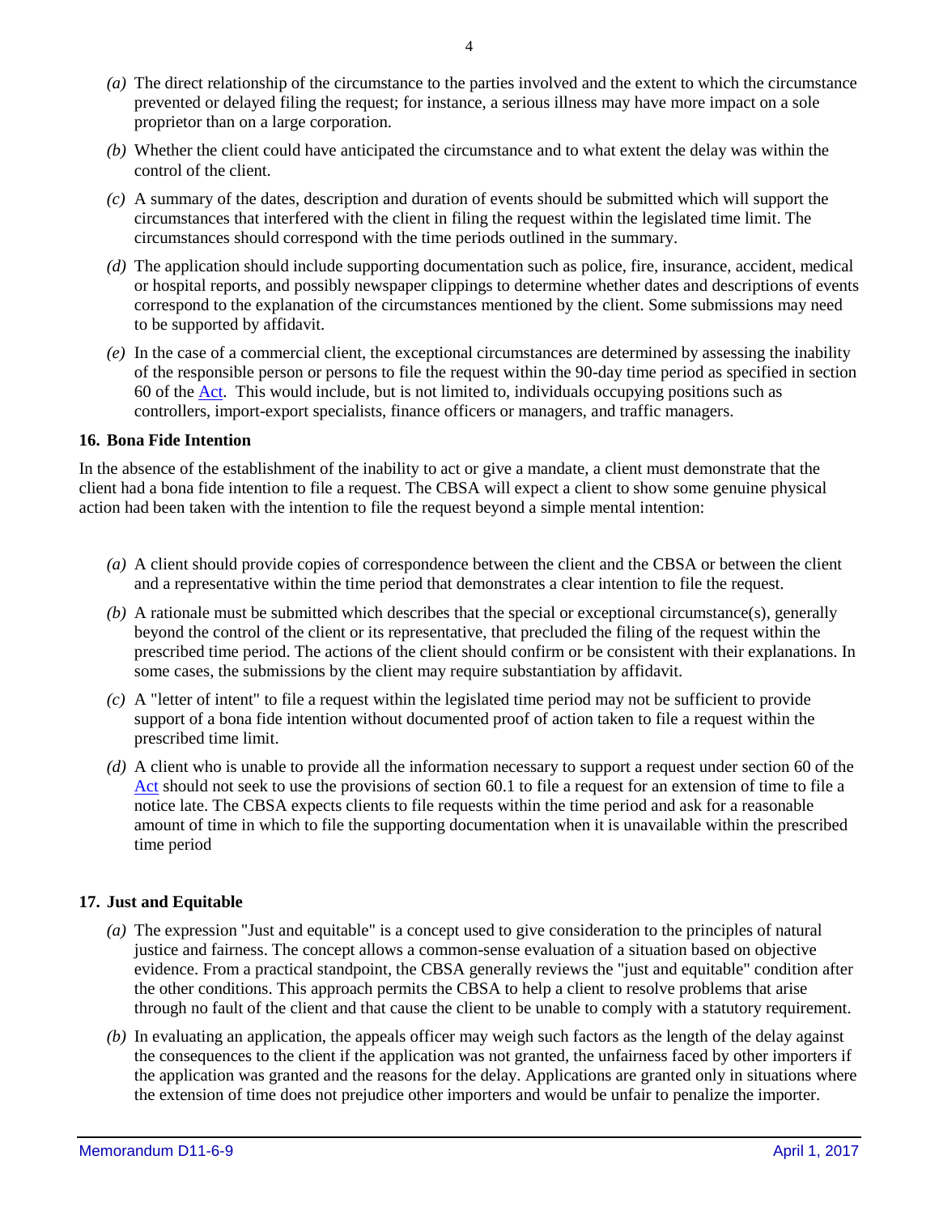*(a)* The direct relationship of the circumstance to the parties involved and the extent to which the circumstance prevented or delayed filing the request; for instance, a serious illness may have more impact on a sole proprietor than on a large corporation.

*(b)* Whether the client could have anticipated the circumstance and to what extent the delay was within the control of the client.

*(c)* A summary of the dates, description and duration of events should be submitted which will support the circumstances that interfered with the client in filing the request within the legislated time limit. The circumstances should correspond with the time periods outlined in the summary.

*(d)* The application should include supporting documentation such as police, fire, insurance, accident, medical or hospital reports, and possibly newspaper clippings to determine whether dates and descriptions of events correspond to the explanation of the circumstances mentioned by the client. Some submissions may need to be supported by affidavit.

*(e)* In the case of a commercial client, the exceptional circumstances are determined by assessing the inability of the responsible person or persons to file the request within the 90-day time period as specified in section 60 of the Act. This would include, but is not limited to, individuals occupying positions such as controllers, import-export specialists, finance officers or managers, and traffic managers.

### 16. Bona Fide Intention

In the absence of the establishment of the inability to act or give a mandate, a client must demonstrate that the client had a bona fide intention to file a request. The CBSA will expect a client to show some genuine physical action had been taken with the intention to file the request beyond a simple mental intention:

*(a)* A client should provide copies of correspondence between the client and the CBSA or between the client and a representative within the time period that demonstrates a clear intention to file the request.

*(b)* A rationale must be submitted which describes that the special or exceptional circumstance(s), generally beyond the control of the client or its representative, that precluded the filing of the request within the prescribed time period. The actions of the client should confirm or be consistent with their explanations. In some cases, the submissions by the client may require substantiation by affidavit.

*(c)* A "letter of intent" to file a request within the legislated time period may not be sufficient to provide support of a bona fide intention without documented proof of action taken to file a request within the prescribed time limit.

*(d)* A client who is unable to provide all the information necessary to support a request under section 60 of the Act should not seek to use the provisions of section 60.1 to file a request for an extension of time to file a notice late. The CBSA expects clients to file requests within the time period and ask for a reasonable amount of time in which to file the supporting documentation when it is unavailable within the prescribed time period

### 17. Just and Equitable

*(a)* The expression "Just and equitable" is a concept used to give consideration to the principles of natural justice and fairness. The concept allows a common-sense evaluation of a situation based on objective evidence. From a practical standpoint, the CBSA generally reviews the "just and equitable" condition after the other conditions. This approach permits the CBSA to help a client to resolve problems that arise through no fault of the client and that cause the client to be unable to comply with a statutory requirement.

*(b)* In evaluating an application, the appeals officer may weigh such factors as the length of the delay against the consequences to the client if the application was not granted, the unfairness faced by other importers if the application was granted and the reasons for the delay. Applications are granted only in situations where the extension of time does not prejudice other importers and would be unfair to penalize the importer.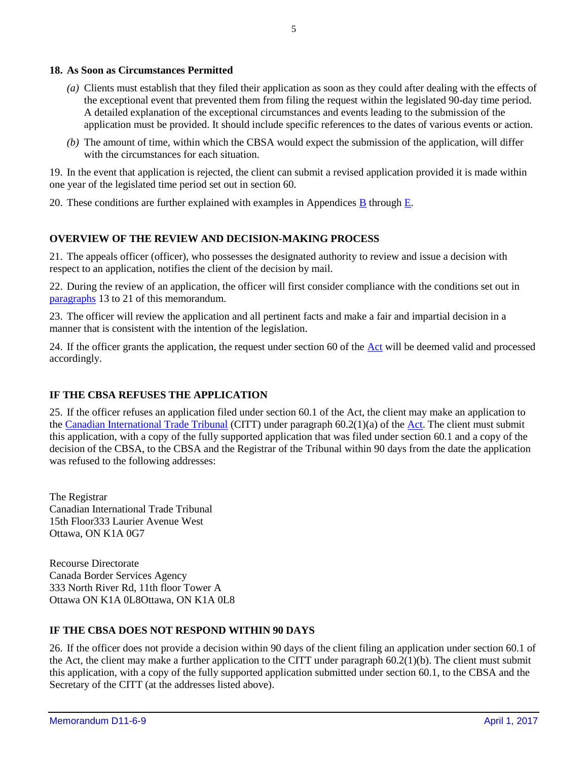**18. As Soon as Circumstances Permitted**

*(a)* Clients must establish that they filed their application as soon as they could after dealing with the effects of the exceptional event that prevented them from filing the request within the legislated 90-day time period. A detailed explanation of the exceptional circumstances and events leading to the submission of the application must be provided. It should include specific references to the dates of various events or action.

*(b)* The amount of time, within which the CBSA would expect the submission of the application, will differ with the circumstances for each situation.

19. In the event that application is rejected, the client can submit a revised application provided it is made within one year of the legislated time period set out in section 60.

20. These conditions are further explained with examples in Appendices B through E.

## OVERVIEW OF THE REVIEW AND DECISION-MAKING PROCESS

21. The appeals officer (officer), who possesses the designated authority to review and issue a decision with respect to an application, notifies the client of the decision by mail.

22. During the review of an application, the officer will first consider compliance with the conditions set out in paragraphs 13 to 21 of this memorandum.

23. The officer will review the application and all pertinent facts and make a fair and impartial decision in a manner that is consistent with the intention of the legislation.

24. If the officer grants the application, the request under section 60 of the Act will be deemed valid and processed accordingly.

## IF THE CBSA REFUSES THE APPLICATION

25. If the officer refuses an application filed under section 60.1 of the Act, the client may make an application to the Canadian International Trade Tribunal (CITT) under paragraph 60.2(1)(a) of the Act. The client must submit this application, with a copy of the fully supported application that was filed under section 60.1 and a copy of the decision of the CBSA, to the CBSA and the Registrar of the Tribunal within 90 days from the date the application was refused to the following addresses:

The Registrar
Canadian International Trade Tribunal
15th Floor333 Laurier Avenue West
Ottawa, ON K1A 0G7

Recourse Directorate
Canada Border Services Agency
333 North River Rd, 11th floor Tower A
Ottawa ON K1A 0L8Ottawa, ON K1A 0L8

## IF THE CBSA DOES NOT RESPOND WITHIN 90 DAYS

26. If the officer does not provide a decision within 90 days of the client filing an application under section 60.1 of the Act, the client may make a further application to the CITT under paragraph 60.2(1)(b). The client must submit this application, with a copy of the fully supported application submitted under section 60.1, to the CBSA and the Secretary of the CITT (at the addresses listed above).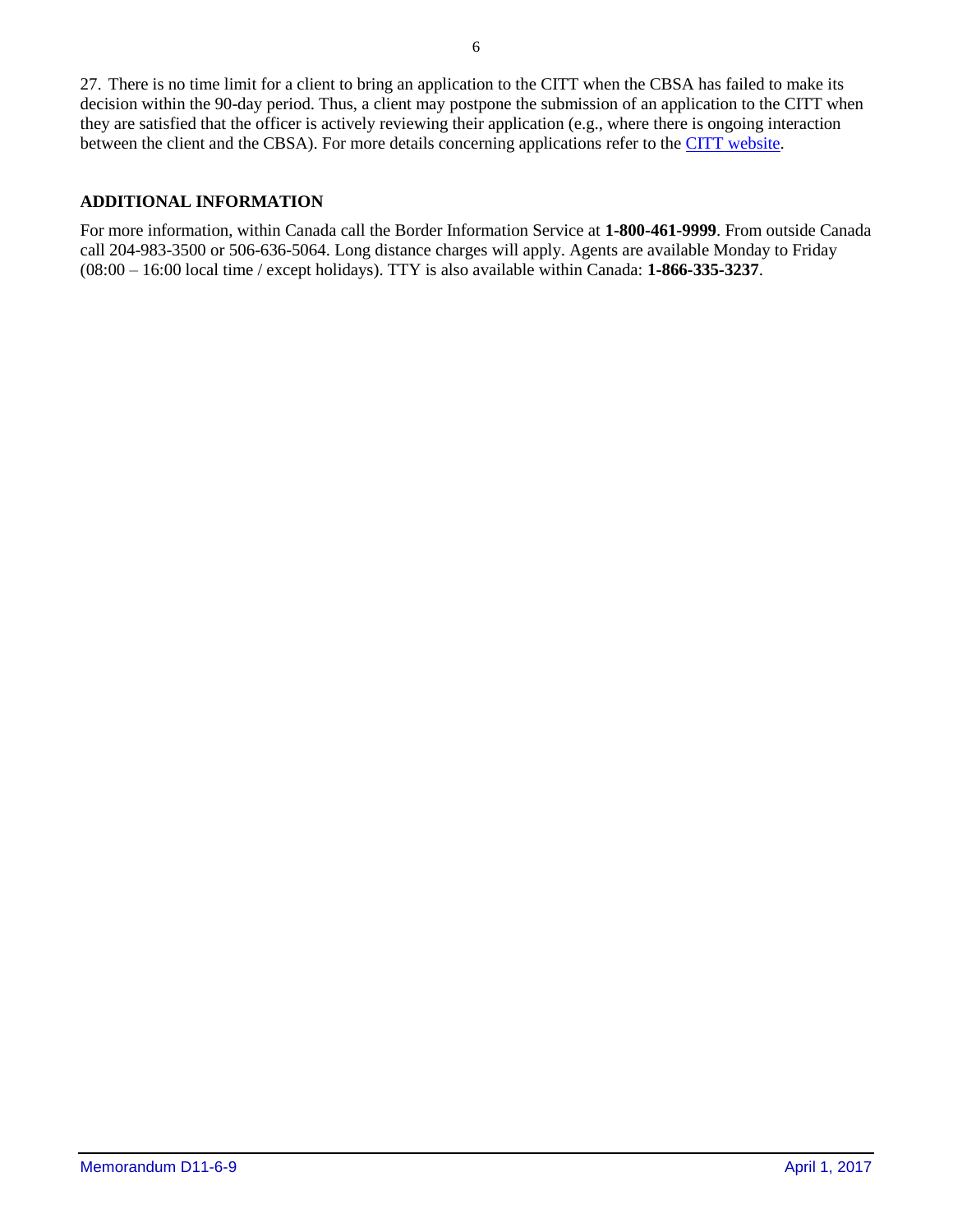27. There is no time limit for a client to bring an application to the CITT when the CBSA has failed to make its decision within the 90-day period. Thus, a client may postpone the submission of an application to the CITT when they are satisfied that the officer is actively reviewing their application (e.g., where there is ongoing interaction between the client and the CBSA). For more details concerning applications refer to the CITT website.

## ADDITIONAL INFORMATION

For more information, within Canada call the Border Information Service at **1-800-461-9999**. From outside Canada call 204-983-3500 or 506-636-5064. Long distance charges will apply. Agents are available Monday to Friday (08:00 – 16:00 local time / except holidays). TTY is also available within Canada: **1-866-335-3237**.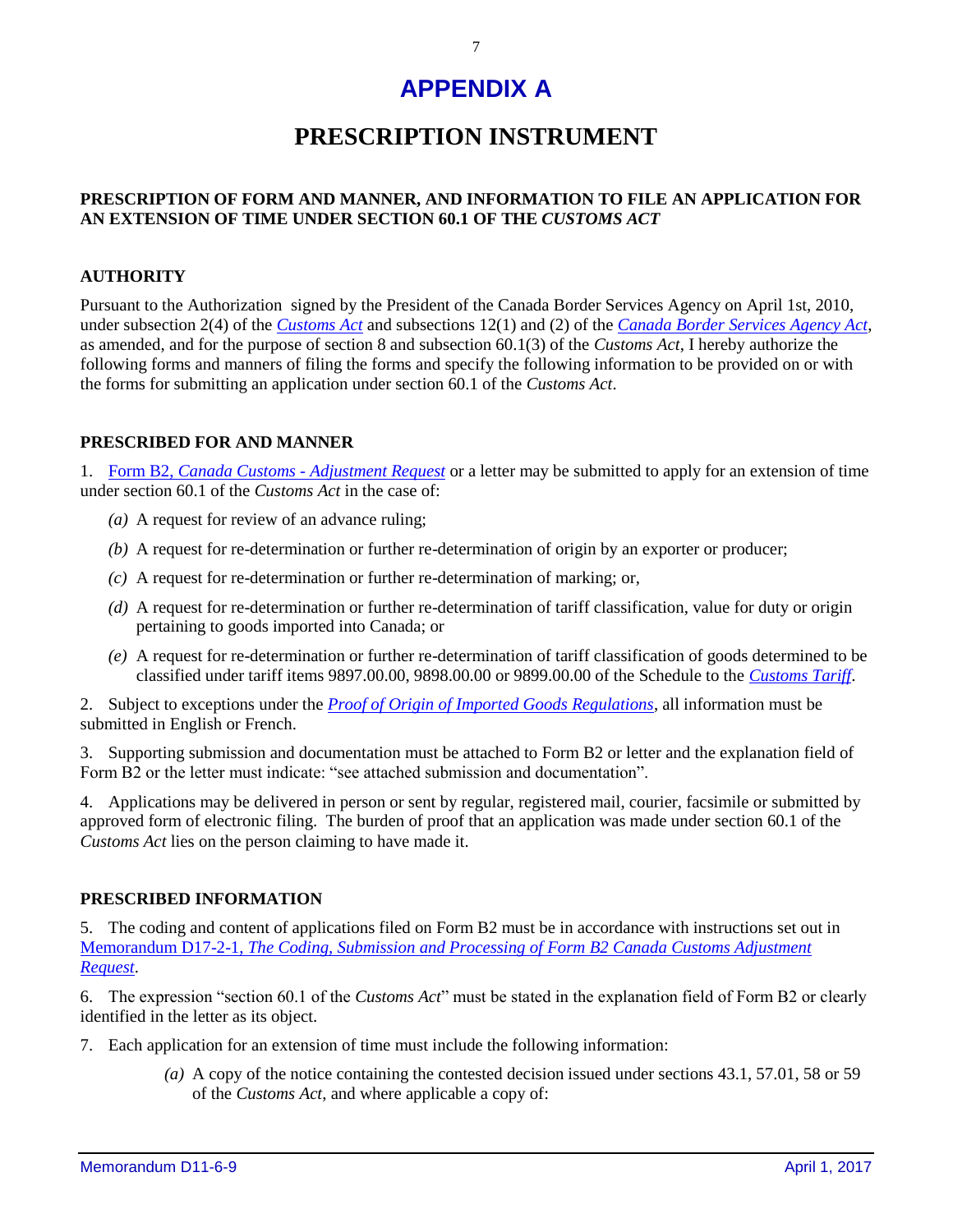# APPENDIX A

# PRESCRIPTION INSTRUMENT

**PRESCRIPTION OF FORM AND MANNER, AND INFORMATION TO FILE AN APPLICATION FOR AN EXTENSION OF TIME UNDER SECTION 60.1 OF THE *CUSTOMS ACT***

## AUTHORITY

Pursuant to the Authorization signed by the President of the Canada Border Services Agency on April 1st, 2010, under subsection 2(4) of the *Customs Act* and subsections 12(1) and (2) of the *Canada Border Services Agency Act*, as amended, and for the purpose of section 8 and subsection 60.1(3) of the *Customs Act*, I hereby authorize the following forms and manners of filing the forms and specify the following information to be provided on or with the forms for submitting an application under section 60.1 of the *Customs Act*.

## PRESCRIBED FOR AND MANNER

1. Form B2, *Canada Customs - Adjustment Request* or a letter may be submitted to apply for an extension of time under section 60.1 of the *Customs Act* in the case of:

   *(a)* A request for review of an advance ruling;

   *(b)* A request for re-determination or further re-determination of origin by an exporter or producer;

   *(c)* A request for re-determination or further re-determination of marking; or,

   *(d)* A request for re-determination or further re-determination of tariff classification, value for duty or origin pertaining to goods imported into Canada; or

   *(e)* A request for re-determination or further re-determination of tariff classification of goods determined to be classified under tariff items 9897.00.00, 9898.00.00 or 9899.00.00 of the Schedule to the *Customs Tariff*.

2. Subject to exceptions under the *Proof of Origin of Imported Goods Regulations*, all information must be submitted in English or French.

3. Supporting submission and documentation must be attached to Form B2 or letter and the explanation field of Form B2 or the letter must indicate: "see attached submission and documentation".

4. Applications may be delivered in person or sent by regular, registered mail, courier, facsimile or submitted by approved form of electronic filing. The burden of proof that an application was made under section 60.1 of the *Customs Act* lies on the person claiming to have made it.

## PRESCRIBED INFORMATION

5. The coding and content of applications filed on Form B2 must be in accordance with instructions set out in Memorandum D17-2-1, *The Coding, Submission and Processing of Form B2 Canada Customs Adjustment Request*.

6. The expression "section 60.1 of the *Customs Act*" must be stated in the explanation field of Form B2 or clearly identified in the letter as its object.

7. Each application for an extension of time must include the following information:

   *(a)* A copy of the notice containing the contested decision issued under sections 43.1, 57.01, 58 or 59 of the *Customs Act*, and where applicable a copy of: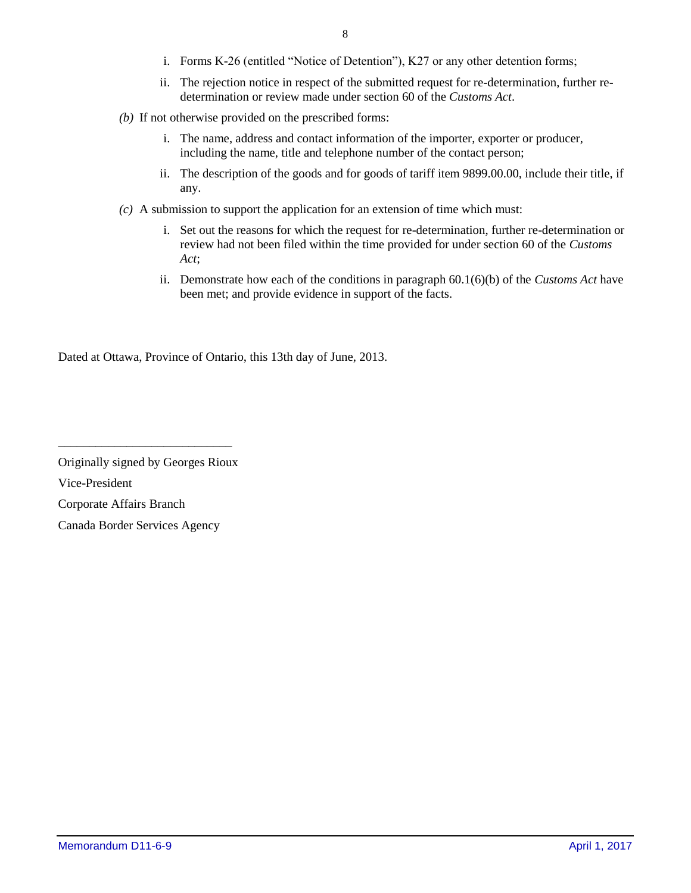i. Forms K-26 (entitled "Notice of Detention"), K27 or any other detention forms;

   ii. The rejection notice in respect of the submitted request for re-determination, further re-determination or review made under section 60 of the *Customs Act*.

*(b)* If not otherwise provided on the prescribed forms:

   i. The name, address and contact information of the importer, exporter or producer, including the name, title and telephone number of the contact person;

   ii. The description of the goods and for goods of tariff item 9899.00.00, include their title, if any.

*(c)* A submission to support the application for an extension of time which must:

   i. Set out the reasons for which the request for re-determination, further re-determination or review had not been filed within the time provided for under section 60 of the *Customs Act*;

   ii. Demonstrate how each of the conditions in paragraph 60.1(6)(b) of the *Customs Act* have been met; and provide evidence in support of the facts.

Dated at Ottawa, Province of Ontario, this 13th day of June, 2013.

___________________________

Originally signed by Georges Rioux

Vice-President

Corporate Affairs Branch

Canada Border Services Agency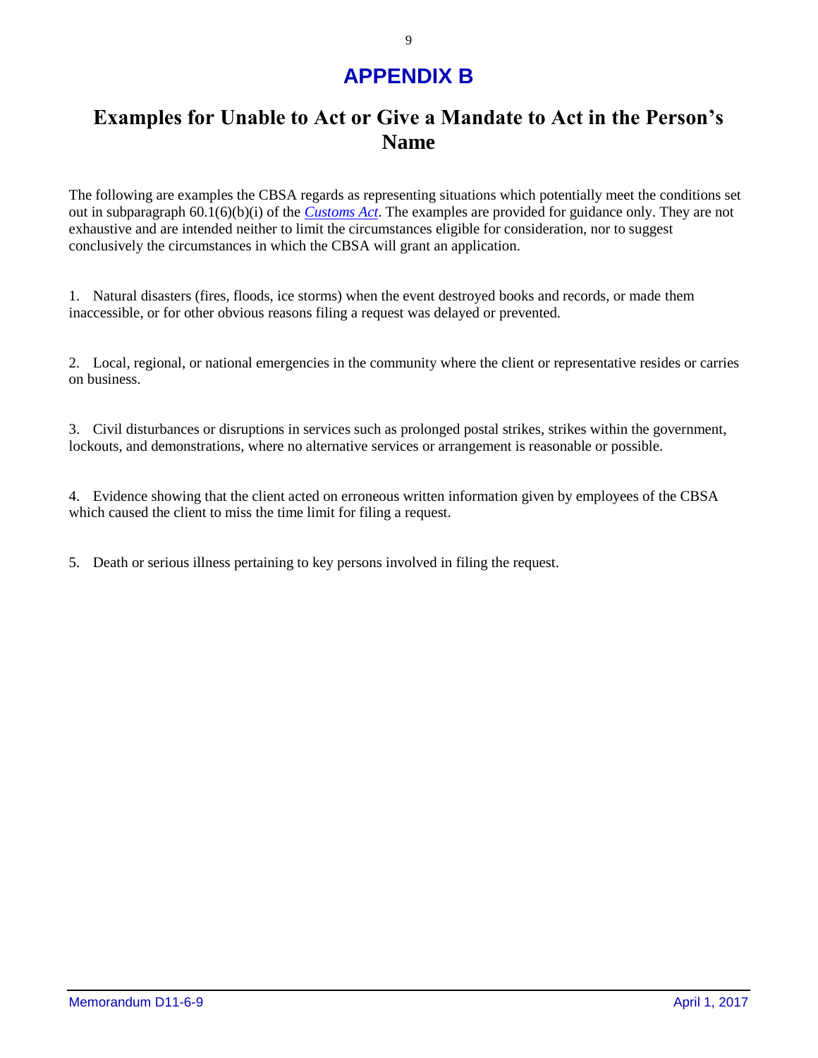# APPENDIX B

## Examples for Unable to Act or Give a Mandate to Act in the Person's Name

The following are examples the CBSA regards as representing situations which potentially meet the conditions set out in subparagraph 60.1(6)(b)(i) of the *Customs Act*. The examples are provided for guidance only. They are not exhaustive and are intended neither to limit the circumstances eligible for consideration, nor to suggest conclusively the circumstances in which the CBSA will grant an application.

1. Natural disasters (fires, floods, ice storms) when the event destroyed books and records, or made them inaccessible, or for other obvious reasons filing a request was delayed or prevented.

2. Local, regional, or national emergencies in the community where the client or representative resides or carries on business.

3. Civil disturbances or disruptions in services such as prolonged postal strikes, strikes within the government, lockouts, and demonstrations, where no alternative services or arrangement is reasonable or possible.

4. Evidence showing that the client acted on erroneous written information given by employees of the CBSA which caused the client to miss the time limit for filing a request.

5. Death or serious illness pertaining to key persons involved in filing the request.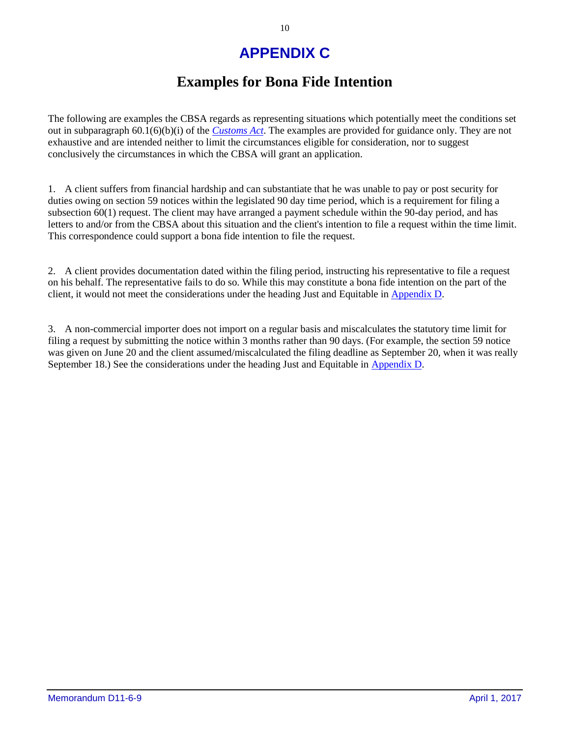# APPENDIX C

## Examples for Bona Fide Intention

The following are examples the CBSA regards as representing situations which potentially meet the conditions set out in subparagraph 60.1(6)(b)(i) of the *Customs Act*. The examples are provided for guidance only. They are not exhaustive and are intended neither to limit the circumstances eligible for consideration, nor to suggest conclusively the circumstances in which the CBSA will grant an application.

1. A client suffers from financial hardship and can substantiate that he was unable to pay or post security for duties owing on section 59 notices within the legislated 90 day time period, which is a requirement for filing a subsection 60(1) request. The client may have arranged a payment schedule within the 90-day period, and has letters to and/or from the CBSA about this situation and the client's intention to file a request within the time limit. This correspondence could support a bona fide intention to file the request.

2. A client provides documentation dated within the filing period, instructing his representative to file a request on his behalf. The representative fails to do so. While this may constitute a bona fide intention on the part of the client, it would not meet the considerations under the heading Just and Equitable in Appendix D.

3. A non-commercial importer does not import on a regular basis and miscalculates the statutory time limit for filing a request by submitting the notice within 3 months rather than 90 days. (For example, the section 59 notice was given on June 20 and the client assumed/miscalculated the filing deadline as September 20, when it was really September 18.) See the considerations under the heading Just and Equitable in Appendix D.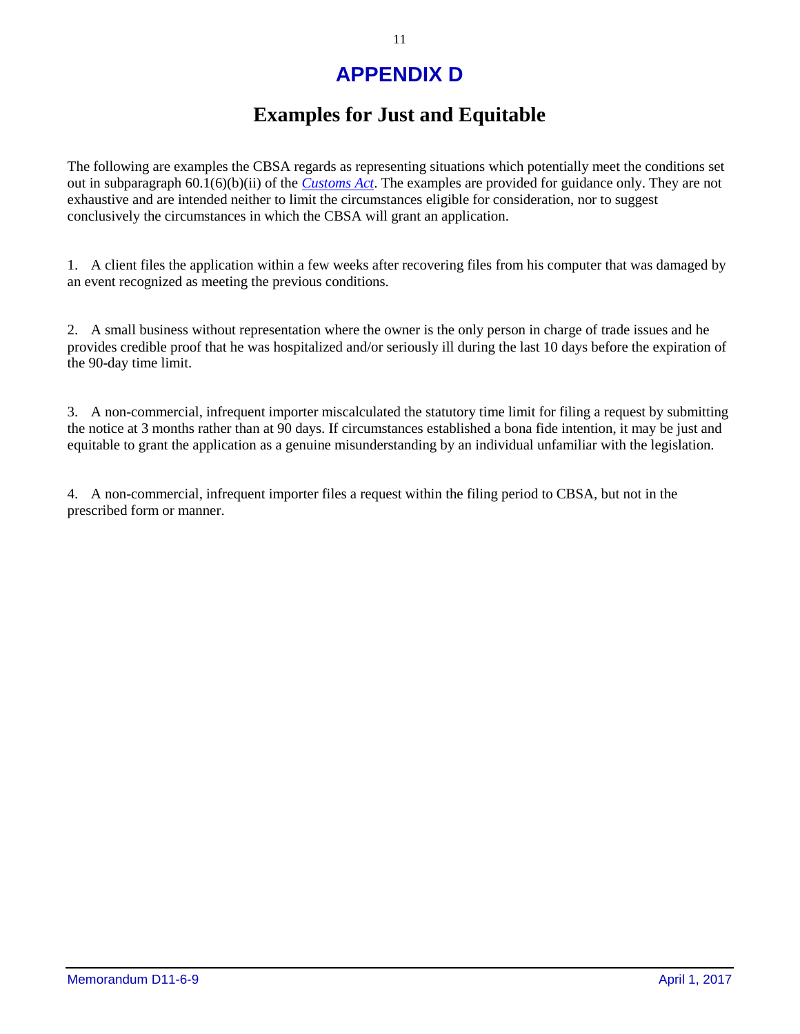# APPENDIX D

## Examples for Just and Equitable

The following are examples the CBSA regards as representing situations which potentially meet the conditions set out in subparagraph 60.1(6)(b)(ii) of the *Customs Act*. The examples are provided for guidance only. They are not exhaustive and are intended neither to limit the circumstances eligible for consideration, nor to suggest conclusively the circumstances in which the CBSA will grant an application.

1. A client files the application within a few weeks after recovering files from his computer that was damaged by an event recognized as meeting the previous conditions.

2. A small business without representation where the owner is the only person in charge of trade issues and he provides credible proof that he was hospitalized and/or seriously ill during the last 10 days before the expiration of the 90-day time limit.

3. A non-commercial, infrequent importer miscalculated the statutory time limit for filing a request by submitting the notice at 3 months rather than at 90 days. If circumstances established a bona fide intention, it may be just and equitable to grant the application as a genuine misunderstanding by an individual unfamiliar with the legislation.

4. A non-commercial, infrequent importer files a request within the filing period to CBSA, but not in the prescribed form or manner.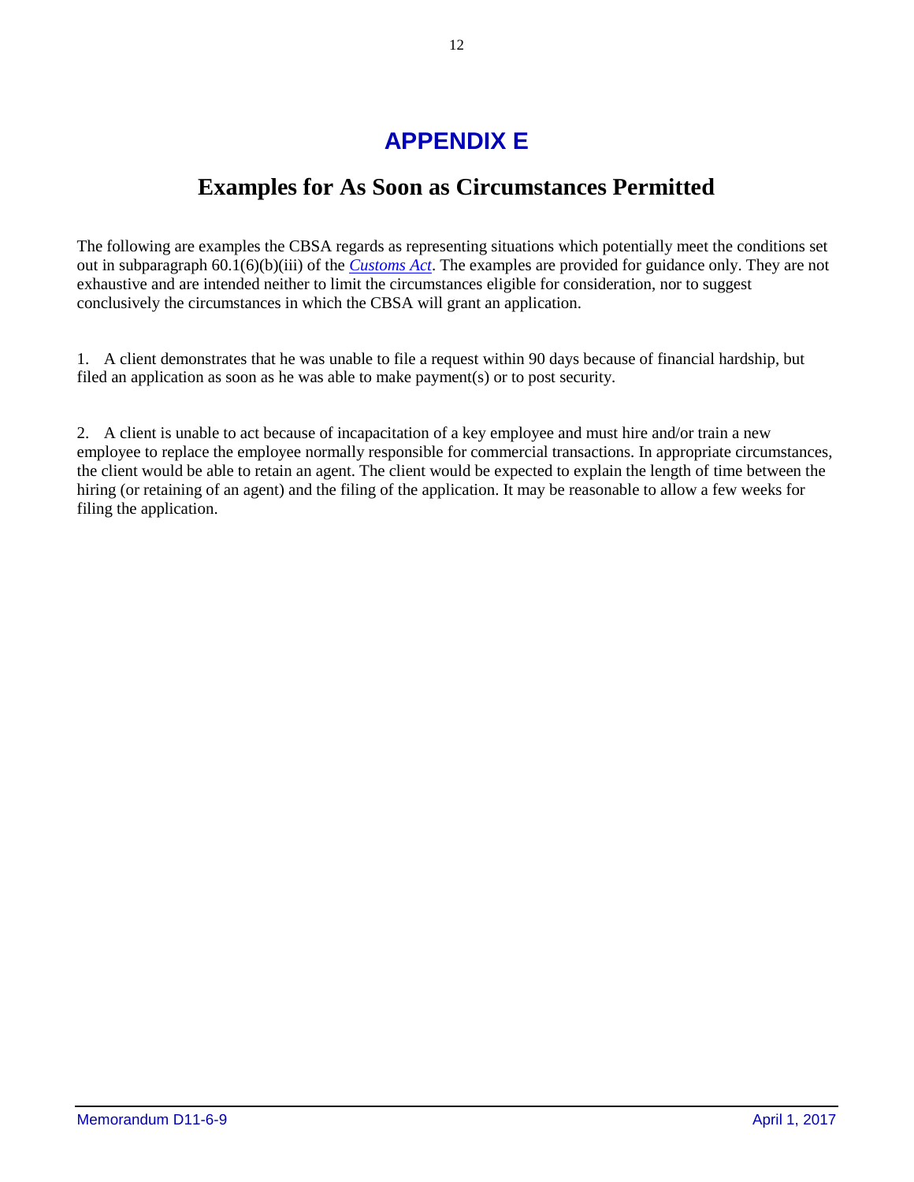# APPENDIX E

## Examples for As Soon as Circumstances Permitted

The following are examples the CBSA regards as representing situations which potentially meet the conditions set out in subparagraph 60.1(6)(b)(iii) of the *Customs Act*. The examples are provided for guidance only. They are not exhaustive and are intended neither to limit the circumstances eligible for consideration, nor to suggest conclusively the circumstances in which the CBSA will grant an application.

1. A client demonstrates that he was unable to file a request within 90 days because of financial hardship, but filed an application as soon as he was able to make payment(s) or to post security.

2. A client is unable to act because of incapacitation of a key employee and must hire and/or train a new employee to replace the employee normally responsible for commercial transactions. In appropriate circumstances, the client would be able to retain an agent. The client would be expected to explain the length of time between the hiring (or retaining of an agent) and the filing of the application. It may be reasonable to allow a few weeks for filing the application.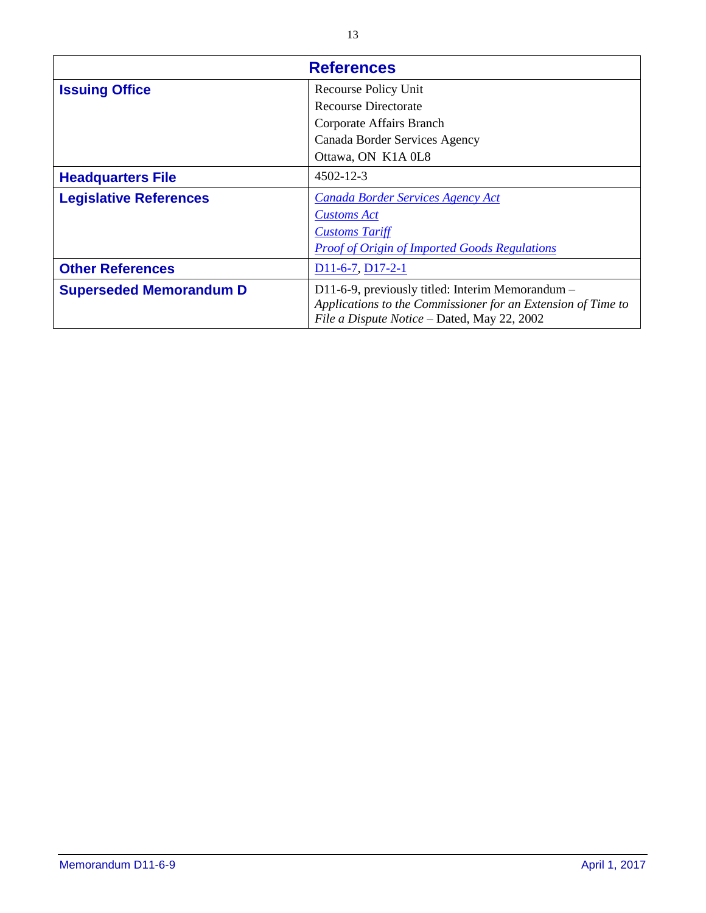| References | |
|---|---|
| **Issuing Office** | Recourse Policy Unit<br>Recourse Directorate<br>Corporate Affairs Branch<br>Canada Border Services Agency<br>Ottawa, ON  K1A 0L8 |
| **Headquarters File** | 4502-12-3 |
| **Legislative References** | *Canada Border Services Agency Act*<br>*Customs Act*<br>*Customs Tariff*<br>*Proof of Origin of Imported Goods Regulations* |
| **Other References** | D11-6-7, D17-2-1 |
| **Superseded Memorandum D** | D11-6-9, previously titled: Interim Memorandum – *Applications to the Commissioner for an Extension of Time to File a Dispute Notice* – Dated, May 22, 2002 |